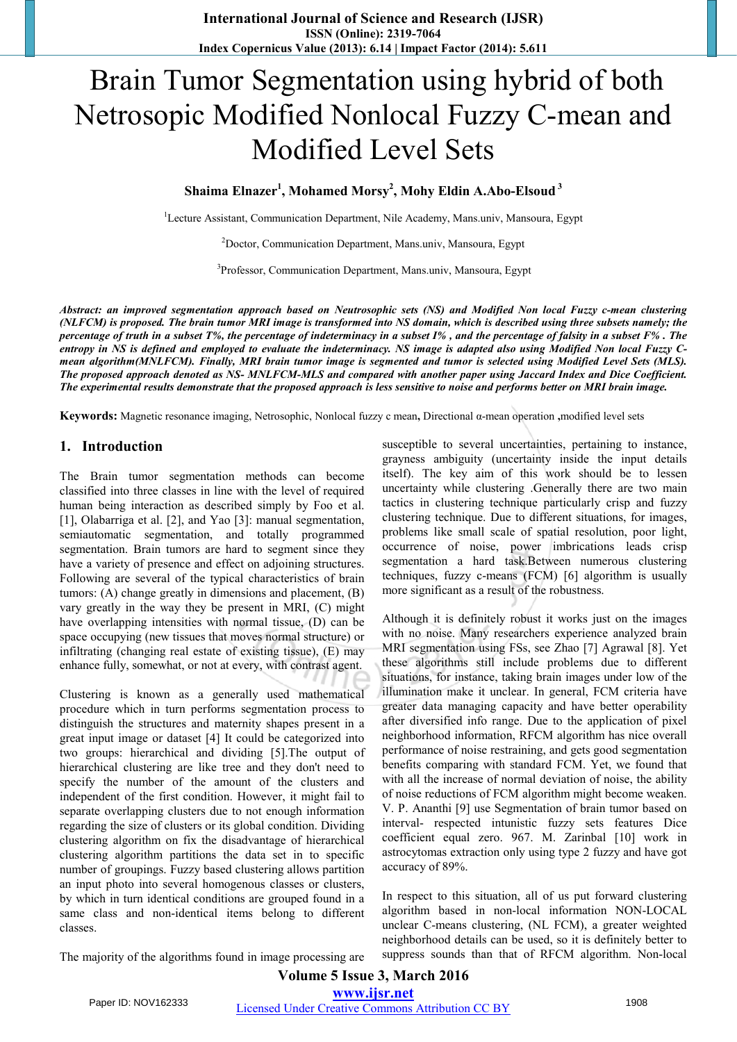# Brain Tumor Segmentation using hybrid of both Netrosopic Modified Nonlocal Fuzzy C-mean and Modified Level Sets

**Shaima Elnazer[1], Mohamed Morsy[2], Mohy Eldin A.Abo-Elsoud[3]**

[1]Lecture Assistant, Communication Department, Nile Academy, Mans.univ, Mansoura, Egypt

[2]Doctor, Communication Department, Mans.univ, Mansoura, Egypt

[3]Professor, Communication Department, Mans.univ, Mansoura, Egypt

***Abstract:** an improved segmentation approach based on Neutrosophic sets (NS) and Modified Non local Fuzzy c-mean clustering (NLFCM) is proposed. The brain tumor MRI image is transformed into NS domain, which is described using three subsets namely; the percentage of truth in a subset T%, the percentage of indeterminacy in a subset I% , and the percentage of falsity in a subset F% . The entropy in NS is defined and employed to evaluate the indeterminacy. NS image is adapted also using Modified Non local Fuzzy C-mean algorithm(MNLFCM). Finally, MRI brain tumor image is segmented and tumor is selected using Modified Level Sets (MLS). The proposed approach denoted as NS- MNLFCM-MLS and compared with another paper using Jaccard Index and Dice Coefficient. The experimental results demonstrate that the proposed approach is less sensitive to noise and performs better on MRI brain image.*

**Keywords:** Magnetic resonance imaging, Netrosophic, Nonlocal fuzzy c mean, Directional α-mean operation ,modified level sets

## 1. Introduction

The Brain tumor segmentation methods can become classified into three classes in line with the level of required human being interaction as described simply by Foo et al. [1], Olabarriga et al. [2], and Yao [3]: manual segmentation, semiautomatic segmentation, and totally programmed segmentation. Brain tumors are hard to segment since they have a variety of presence and effect on adjoining structures. Following are several of the typical characteristics of brain tumors: (A) change greatly in dimensions and placement, (B) vary greatly in the way they be present in MRI, (C) might have overlapping intensities with normal tissue, (D) can be space occupying (new tissues that moves normal structure) or infiltrating (changing real estate of existing tissue), (E) may enhance fully, somewhat, or not at every, with contrast agent.

Clustering is known as a generally used mathematical procedure which in turn performs segmentation process to distinguish the structures and maternity shapes present in a great input image or dataset [4] It could be categorized into two groups: hierarchical and dividing [5].The output of hierarchical clustering are like tree and they don't need to specify the number of the amount of the clusters and independent of the first condition. However, it might fail to separate overlapping clusters due to not enough information regarding the size of clusters or its global condition. Dividing clustering algorithm on fix the disadvantage of hierarchical clustering algorithm partitions the data set in to specific number of groupings. Fuzzy based clustering allows partition an input photo into several homogenous classes or clusters, by which in turn identical conditions are grouped found in a same class and non-identical items belong to different classes.

The majority of the algorithms found in image processing are susceptible to several uncertainties, pertaining to instance, grayness ambiguity (uncertainty inside the input details itself). The key aim of this work should be to lessen uncertainty while clustering .Generally there are two main tactics in clustering technique particularly crisp and fuzzy clustering technique. Due to different situations, for images, problems like small scale of spatial resolution, poor light, occurrence of noise, power imbrications leads crisp segmentation a hard task.Between numerous clustering techniques, fuzzy c-means (FCM) [6] algorithm is usually more significant as a result of the robustness.

Although it is definitely robust it works just on the images with no noise. Many researchers experience analyzed brain MRI segmentation using FSs, see Zhao [7] Agrawal [8]. Yet these algorithms still include problems due to different situations, for instance, taking brain images under low of the illumination make it unclear. In general, FCM criteria have greater data managing capacity and have better operability after diversified info range. Due to the application of pixel neighborhood information, RFCM algorithm has nice overall performance of noise restraining, and gets good segmentation benefits comparing with standard FCM. Yet, we found that with all the increase of normal deviation of noise, the ability of noise reductions of FCM algorithm might become weaken. V. P. Ananthi [9] use Segmentation of brain tumor based on interval- respected intunistic fuzzy sets features Dice coefficient equal zero. 967. M. Zarinbal [10] work in astrocytomas extraction only using type 2 fuzzy and have got accuracy of 89%.

In respect to this situation, all of us put forward clustering algorithm based in non-local information NON-LOCAL unclear C-means clustering, (NL FCM), a greater weighted neighborhood details can be used, so it is definitely better to suppress sounds than that of RFCM algorithm. Non-local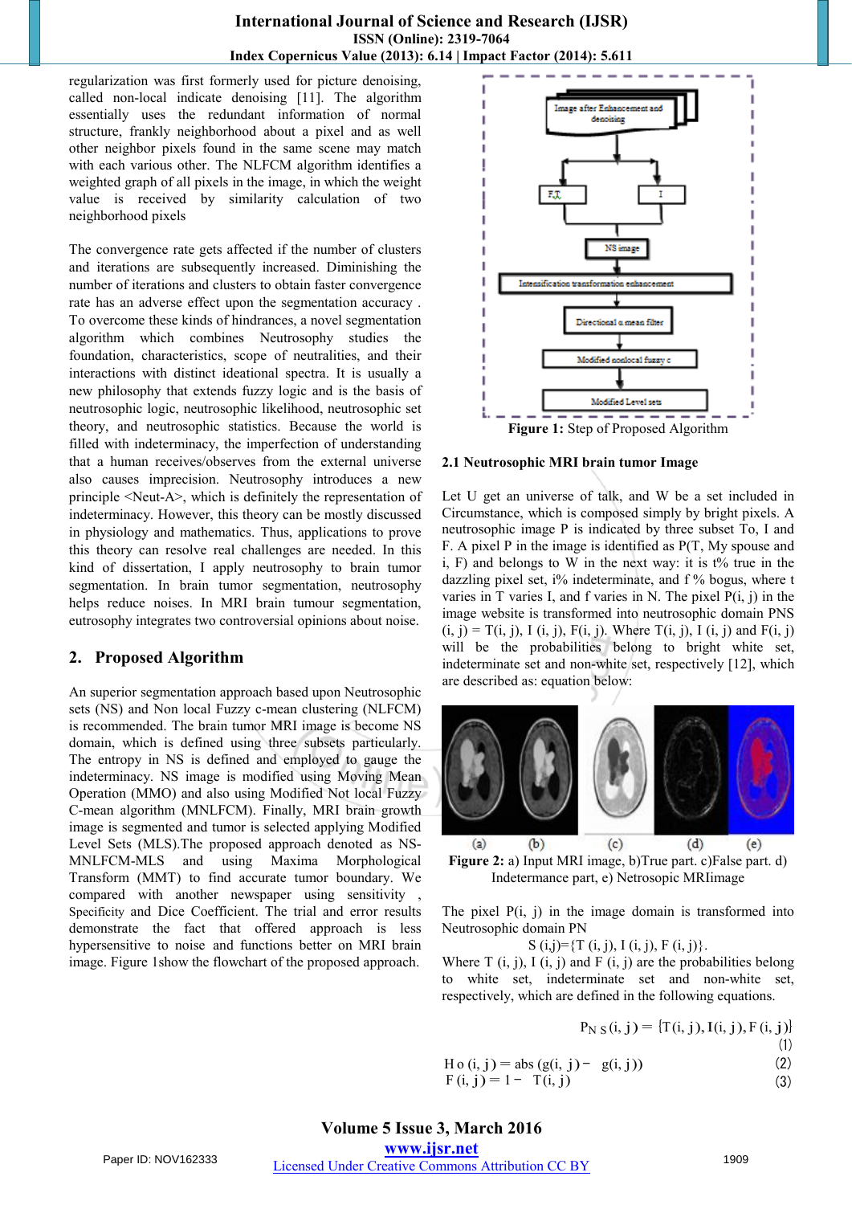regularization was first formerly used for picture denoising, called non-local indicate denoising [11]. The algorithm essentially uses the redundant information of normal structure, frankly neighborhood about a pixel and as well other neighbor pixels found in the same scene may match with each various other. The NLFCM algorithm identifies a weighted graph of all pixels in the image, in which the weight value is received by similarity calculation of two neighborhood pixels

The convergence rate gets affected if the number of clusters and iterations are subsequently increased. Diminishing the number of iterations and clusters to obtain faster convergence rate has an adverse effect upon the segmentation accuracy . To overcome these kinds of hindrances, a novel segmentation algorithm which combines Neutrosophy studies the foundation, characteristics, scope of neutralities, and their interactions with distinct ideational spectra. It is usually a new philosophy that extends fuzzy logic and is the basis of neutrosophic logic, neutrosophic likelihood, neutrosophic set theory, and neutrosophic statistics. Because the world is filled with indeterminacy, the imperfection of understanding that a human receives/observes from the external universe also causes imprecision. Neutrosophy introduces a new principle <Neut-A>, which is definitely the representation of indeterminacy. However, this theory can be mostly discussed in physiology and mathematics. Thus, applications to prove this theory can resolve real challenges are needed. In this kind of dissertation, I apply neutrosophy to brain tumor segmentation. In brain tumor segmentation, neutrosophy helps reduce noises. In MRI brain tumour segmentation, eutrosophy integrates two controversial opinions about noise.

## 2. Proposed Algorithm

An superior segmentation approach based upon Neutrosophic sets (NS) and Non local Fuzzy c-mean clustering (NLFCM) is recommended. The brain tumor MRI image is become NS domain, which is defined using three subsets particularly. The entropy in NS is defined and employed to gauge the indeterminacy. NS image is modified using Moving Mean Operation (MMO) and also using Modified Not local Fuzzy C-mean algorithm (MNLFCM). Finally, MRI brain growth image is segmented and tumor is selected applying Modified Level Sets (MLS).The proposed approach denoted as NS-MNLFCM-MLS and using Maxima Morphological Transform (MMT) to find accurate tumor boundary. We compared with another newspaper using sensitivity , Specificity and Dice Coefficient. The trial and error results demonstrate the fact that offered approach is less hypersensitive to noise and functions better on MRI brain image. Figure 1show the flowchart of the proposed approach.

Image after Enhancement and denoising → F,T / I → NS image → Intensification transformation enhancement → Directional α mean filter → Modified nonlocal fuzzy c → Modified Level sets

**Figure 1:** Step of Proposed Algorithm

### 2.1 Neutrosophic MRI brain tumor Image

Let U get an universe of talk, and W be a set included in Circumstance, which is composed simply by bright pixels. A neutrosophic image P is indicated by three subset To, I and F. A pixel P in the image is identified as P(T, My spouse and i, F) and belongs to W in the next way: it is t% true in the dazzling pixel set, i% indeterminate, and f % bogus, where t varies in T varies I, and f varies in N. The pixel P(i, j) in the image website is transformed into neutrosophic domain PNS (i, j) = T(i, j), I (i, j), F(i, j). Where T(i, j), I (i, j) and F(i, j) will be the probabilities belong to bright white set, indeterminate set and non-white set, respectively [12], which are described as: equation below:

**Figure 2:** a) Input MRI image, b)True part. c)False part. d) Indetermance part, e) Netrosopic MRIimage

The pixel P(i, j) in the image domain is transformed into Neutrosophic domain PN

S (i,j)={T (i, j), I (i, j), F (i, j)}.

Where T (i, j), I (i, j) and F (i, j) are the probabilities belong to white set, indeterminate set and non-white set, respectively, which are defined in the following equations.

$$P_{NS}(i, j) = \{T(i, j), I(i, j), F(i, j)\} \quad (1)$$

$$H o(i, j) = abs(g(i, j) - g(i, j)) \quad (2)$$

$$F(i, j) = 1 - T(i, j) \quad (3)$$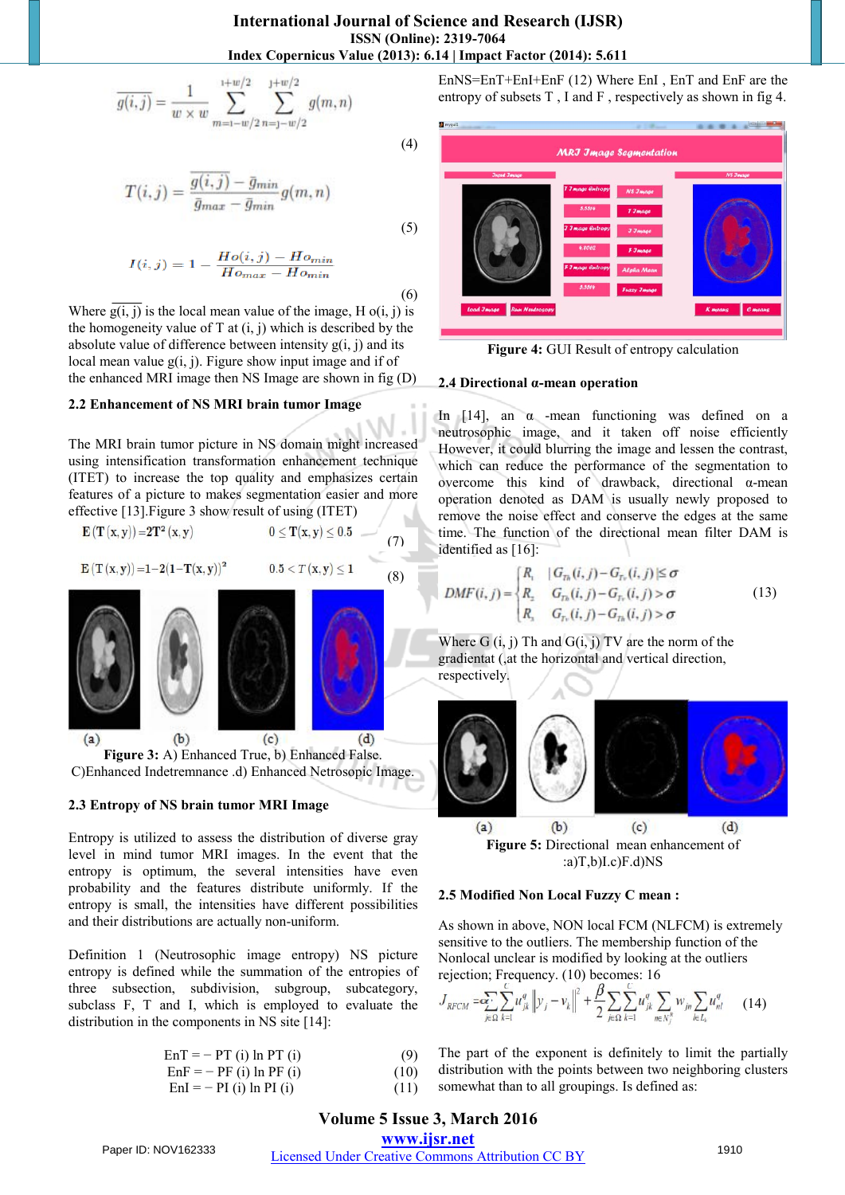$$\overline{g(i,j)} = \frac{1}{w \times w} \sum_{m=i-w/2}^{i+w/2} \sum_{n=j-w/2}^{j+w/2} g(m,n) \tag{4}$$

$$T(i,j) = \frac{\overline{g(i,j)} - \bar{g}_{min}}{\bar{g}_{max} - \bar{g}_{min}} g(m,n) \tag{5}$$

$$I(i,j) = 1 - \frac{Ho(i,j) - Ho_{min}}{Ho_{max} - Ho_{min}} \tag{6}$$

Where $\overline{g(i,j)}$ is the local mean value of the image, H o(i, j) is the homogeneity value of T at (i, j) which is described by the absolute value of difference between intensity g(i, j) and its local mean value g(i, j). Figure show input image and if of the enhanced MRI image then NS Image are shown in fig (D)

### 2.2 Enhancement of NS MRI brain tumor Image

The MRI brain tumor picture in NS domain might increased using intensification transformation enhancement technique (ITET) to increase the top quality and emphasizes certain features of a picture to makes segmentation easier and more effective [13].Figure 3 show result of using (ITET)

$$E(T(x,y)) = 2T^2(x,y) \qquad 0 \le T(x,y) \le 0.5 \tag{7}$$

$$E(T(x,y)) = 1 - 2(1 - T(x,y))^2 \qquad 0.5 < T(x,y) \le 1 \tag{8}$$

(a) (b) (c) (d)

**Figure 3:** A) Enhanced True, b) Enhanced False. C)Enhanced Indetremnance .d) Enhanced Netrosopic Image.

### 2.3 Entropy of NS brain tumor MRI Image

Entropy is utilized to assess the distribution of diverse gray level in mind tumor MRI images. In the event that the entropy is optimum, the several intensities have even probability and the features distribute uniformly. If the entropy is small, the intensities have different possibilities and their distributions are actually non-uniform.

Definition 1 (Neutrosophic image entropy) NS picture entropy is defined while the summation of the entropies of three subsection, subdivision, subgroup, subcategory, subclass F, T and I, which is employed to evaluate the distribution in the components in NS site [14]:

$$EnT = -PT(i) \ln PT(i) \tag{9}$$

$$EnF = -PF(i) \ln PF(i) \tag{10}$$

$$EnI = -PI(i) \ln PI(i) \tag{11}$$

EnNS=EnT+EnI+EnF (12) Where EnI , EnT and EnF are the entropy of subsets T , I and F , respectively as shown in fig 4.

**Figure 4:** GUI Result of entropy calculation

### 2.4 Directional α-mean operation

In [14], an α -mean functioning was defined on a neutrosophic image, and it taken off noise efficiently However, it could blurring the image and lessen the contrast, which can reduce the performance of the segmentation to overcome this kind of drawback, directional α-mean operation denoted as DAM is usually newly proposed to remove the noise effect and conserve the edges at the same time. The function of the directional mean filter DAM is identified as [16]:

$$DMF(i,j) = \begin{cases} R_1 & |G_{Th}(i,j) - G_{Tv}(i,j)| \le \sigma \\ R_2 & G_{Th}(i,j) - G_{Tv}(i,j) > \sigma \\ R_3 & G_{Tv}(i,j) - G_{Th}(i,j) > \sigma \end{cases} \tag{13}$$

Where G (i, j) Th and G(i, j) TV are the norm of the gradientat (,at the horizontal and vertical direction, respectively.

(a) (b) (c) (d)

**Figure 5:** Directional mean enhancement of :a)T,b)I.c)F.d)NS

### 2.5 Modified Non Local Fuzzy C mean :

As shown in above, NON local FCM (NLFCM) is extremely sensitive to the outliers. The membership function of the Nonlocal unclear is modified by looking at the outliers rejection; Frequency. (10) becomes: 16

$$J_{RFCM} = \alpha \sum_{j \in \Omega} \sum_{k=1}^{C} u_{jk}^{q} \left\| y_j - v_k \right\|^2 + \frac{\beta}{2} \sum_{j \in \Omega} \sum_{k=1}^{C} u_{jk}^{q} \sum_{m \in N_j^R} w_{jn} \sum_{l \in L_k} u_{nl}^{q} \tag{14}$$

The part of the exponent is definitely to limit the partially distribution with the points between two neighboring clusters somewhat than to all groupings. Is defined as: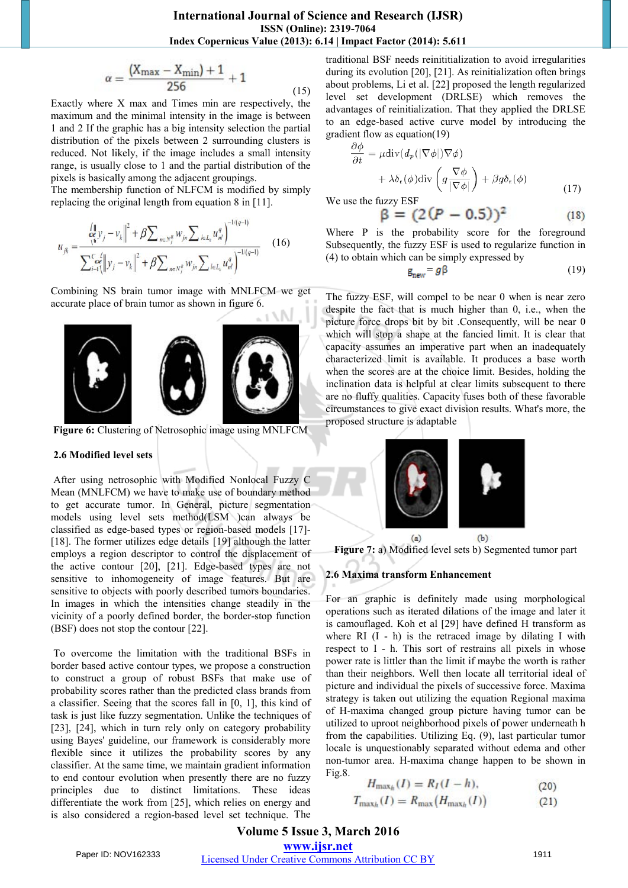$$\alpha = \frac{(X_{\max} - X_{\min}) + 1}{256} + 1 \tag{15}$$

Exactly where X max and Times min are respectively, the maximum and the minimal intensity in the image is between 1 and 2 If the graphic has a big intensity selection the partial distribution of the pixels between 2 surrounding clusters is reduced. Not likely, if the image includes a small intensity range, is usually close to 1 and the partial distribution of the pixels is basically among the adjacent groupings.

The membership function of NLFCM is modified by simply replacing the original length from equation 8 in [11].

$$u_{jk} = \frac{\left( \frac{1}{\alpha} \left\| y_j - v_k \right\|^2 + \beta \sum_{n \in N_j^R} w_{jn} \sum_{l \in L_k} u_{nl}^q \right)^{-1/(q-1)}}{\sum_{i=1}^{C} \left( \frac{1}{\alpha} \left\| y_j - v_k \right\|^2 + \beta \sum_{n \in N_j^R} w_{jn} \sum_{l \in L_i} u_{nl}^q \right)^{-1/(q-1)}} \tag{16}$$

Combining NS brain tumor image with MNLFCM we get accurate place of brain tumor as shown in figure 6.

**Figure 6:** Clustering of Netrosophic image using MNLFCM

### 2.6 Modified level sets

After using netrosophic with Modified Nonlocal Fuzzy C Mean (MNLFCM) we have to make use of boundary method to get accurate tumor. In General, picture segmentation models using level sets method(LSM )can always be classified as edge-based types or region-based models [17]-[18]. The former utilizes edge details [19] although the latter employs a region descriptor to control the displacement of the active contour [20], [21]. Edge-based types are not sensitive to inhomogeneity of image features. But are sensitive to objects with poorly described tumors boundaries. In images in which the intensities change steadily in the vicinity of a poorly defined border, the border-stop function (BSF) does not stop the contour [22].

To overcome the limitation with the traditional BSFs in border based active contour types, we propose a construction to construct a group of robust BSFs that make use of probability scores rather than the predicted class brands from a classifier. Seeing that the scores fall in [0, 1], this kind of task is just like fuzzy segmentation. Unlike the techniques of [23], [24], which in turn rely only on category probability using Bayes' guideline, our framework is considerably more flexible since it utilizes the probability scores by any classifier. At the same time, we maintain gradient information to end contour evolution when presently there are no fuzzy principles due to distinct limitations. These ideas differentiate the work from [25], which relies on energy and is also considered a region-based level set technique. The traditional BSF needs reinititialization to avoid irregularities during its evolution [20], [21]. As reinitialization often brings about problems, Li et al. [22] proposed the length regularized level set development (DRLSE) which removes the advantages of reinitialization. That they applied the DRLSE to an edge-based active curve model by introducing the gradient flow as equation(19)

$$\frac{\partial \phi}{\partial t} = \mu \mathrm{div}(d_p(|\nabla \phi|)\nabla \phi) + \lambda \delta_\epsilon(\phi) \mathrm{div}\left( g \frac{\nabla \phi}{|\nabla \phi|} \right) + \beta g \delta_\epsilon(\phi) \tag{17}$$

We use the fuzzy ESF

$$\beta = (2(P - 0.5))^2 \tag{18}$$

Where P is the probability score for the foreground Subsequently, the fuzzy ESF is used to regularize function in (4) to obtain which can be simply expressed by

$$g_{new} = g\beta \tag{19}$$

The fuzzy ESF, will compel to be near 0 when is near zero despite the fact that is much higher than 0, i.e., when the picture force drops bit by bit .Consequently, will be near 0 which will stop a shape at the fancied limit. It is clear that capacity assumes an imperative part when an inadequately characterized limit is available. It produces a base worth when the scores are at the choice limit. Besides, holding the inclination data is helpful at clear limits subsequent to there are no fluffy qualities. Capacity fuses both of these favorable circumstances to give exact division results. What's more, the proposed structure is adaptable

(a) (b)

**Figure 7:** a) Modified level sets b) Segmented tumor part

### 2.6 Maxima transform Enhancement

For an graphic is definitely made using morphological operations such as iterated dilations of the image and later it is camouflaged. Koh et al [29] have defined H transform as where RI (I - h) is the retraced image by dilating I with respect to I - h. This sort of restrains all pixels in whose power rate is littler than the limit if maybe the worth is rather than their neighbors. Well then locate all territorial ideal of picture and individual the pixels of successive force. Maxima strategy is taken out utilizing the equation Regional maxima of H-maxima changed group picture having tumor can be utilized to uproot neighborhood pixels of power underneath h from the capabilities. Utilizing Eq. (9), last particular tumor locale is unquestionably separated without edema and other non-tumor area. H-maxima change happen to be shown in Fig.8.

$$H_{\max_h}(I) = R_I(I - h), \tag{20}$$

$$T_{\max_h}(I) = R_{\max}(H_{\max_h}(I)) \tag{21}$$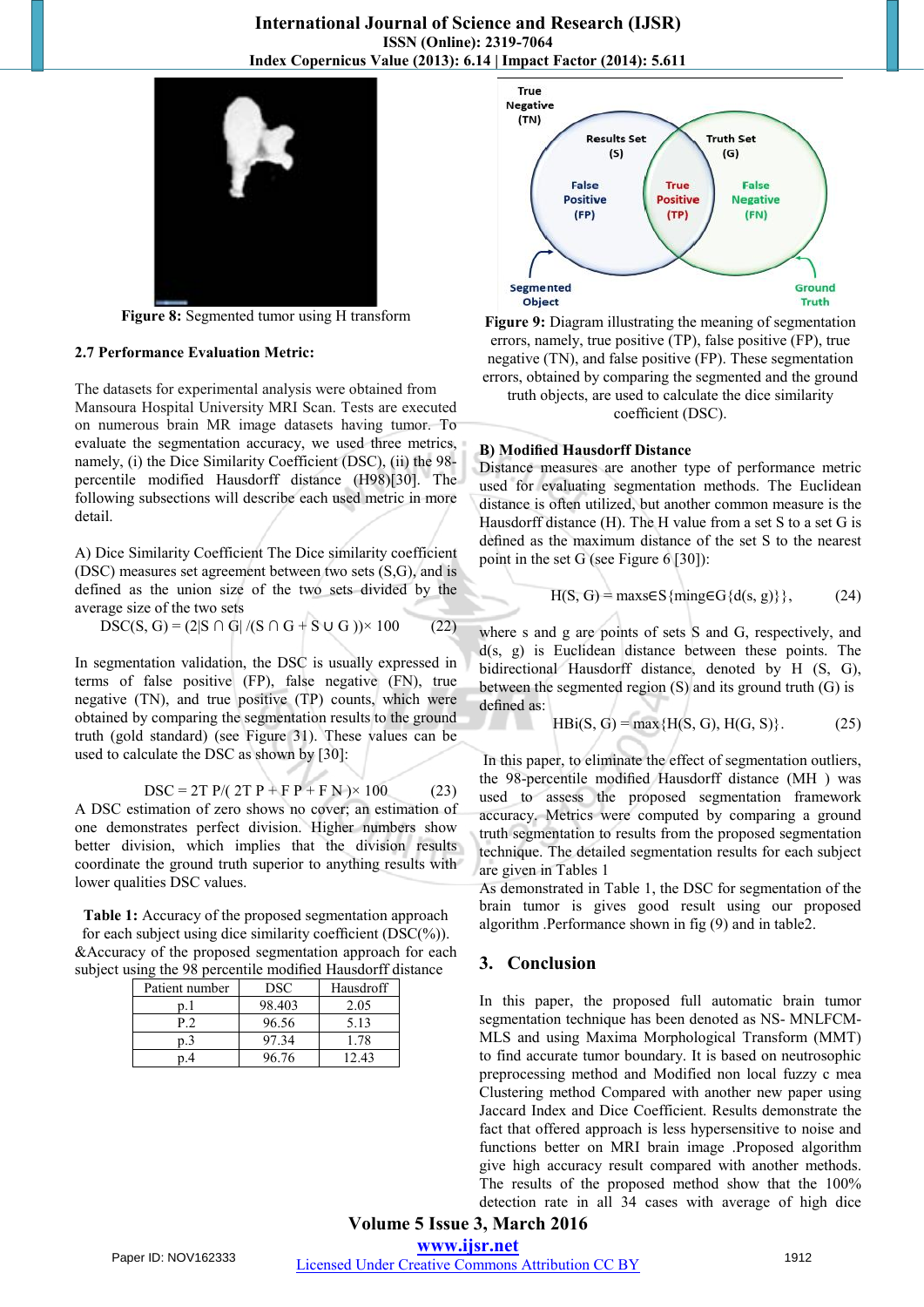**Figure 8:** Segmented tumor using H transform

### 2.7 Performance Evaluation Metric:

The datasets for experimental analysis were obtained from Mansoura Hospital University MRI Scan. Tests are executed on numerous brain MR image datasets having tumor. To evaluate the segmentation accuracy, we used three metrics, namely, (i) the Dice Similarity Coefficient (DSC), (ii) the 98-percentile modified Hausdorff distance (H98)[30]. The following subsections will describe each used metric in more detail.

A) Dice Similarity Coefficient The Dice similarity coefficient (DSC) measures set agreement between two sets (S,G), and is defined as the union size of the two sets divided by the average size of the two sets

$$DSC(S, G) = (2|S \cap G| /(S \cap G + S \cup G ))\times 100 \quad (22)$$

In segmentation validation, the DSC is usually expressed in terms of false positive (FP), false negative (FN), true negative (TN), and true positive (TP) counts, which were obtained by comparing the segmentation results to the ground truth (gold standard) (see Figure 31). These values can be used to calculate the DSC as shown by [30]:

$$DSC = 2TP/( 2TP + FP + FN )\times 100 \quad (23)$$

A DSC estimation of zero shows no cover; an estimation of one demonstrates perfect division. Higher numbers show better division, which implies that the division results coordinate the ground truth superior to anything results with lower qualities DSC values.

**Table 1:** Accuracy of the proposed segmentation approach for each subject using dice similarity coefficient (DSC(%)). &Accuracy of the proposed segmentation approach for each subject using the 98 percentile modified Hausdorff distance

| Patient number | DSC | Hausdroff |
|---|---|---|
| p.1 | 98.403 | 2.05 |
| P.2 | 96.56 | 5.13 |
| p.3 | 97.34 | 1.78 |
| p.4 | 96.76 | 12.43 |

**Figure 9:** Diagram illustrating the meaning of segmentation errors, namely, true positive (TP), false positive (FP), true negative (TN), and false positive (FP). These segmentation errors, obtained by comparing the segmented and the ground truth objects, are used to calculate the dice similarity coefficient (DSC).

**B) Modified Hausdorff Distance**

Distance measures are another type of performance metric used for evaluating segmentation methods. The Euclidean distance is often utilized, but another common measure is the Hausdorff distance (H). The H value from a set S to a set G is defined as the maximum distance of the set S to the nearest point in the set G (see Figure 6 [30]):

$$H(S, G) = \max_{s\in S}\{\min_{g\in G}\{d(s, g)\}\}, \quad (24)$$

where s and g are points of sets S and G, respectively, and d(s, g) is Euclidean distance between these points. The bidirectional Hausdorff distance, denoted by H (S, G), between the segmented region (S) and its ground truth (G) is defined as:

$$HBi(S, G) = \max\{H(S, G), H(G, S)\}. \quad (25)$$

In this paper, to eliminate the effect of segmentation outliers, the 98-percentile modified Hausdorff distance (MH ) was used to assess the proposed segmentation framework accuracy. Metrics were computed by comparing a ground truth segmentation to results from the proposed segmentation technique. The detailed segmentation results for each subject are given in Tables 1

As demonstrated in Table 1, the DSC for segmentation of the brain tumor is gives good result using our proposed algorithm .Performance shown in fig (9) and in table2.

## 3. Conclusion

In this paper, the proposed full automatic brain tumor segmentation technique has been denoted as NS- MNLFCM-MLS and using Maxima Morphological Transform (MMT) to find accurate tumor boundary. It is based on neutrosophic preprocessing method and Modified non local fuzzy c mea Clustering method Compared with another new paper using Jaccard Index and Dice Coefficient. Results demonstrate the fact that offered approach is less hypersensitive to noise and functions better on MRI brain image .Proposed algorithm give high accuracy result compared with another methods. The results of the proposed method show that the 100% detection rate in all 34 cases with average of high dice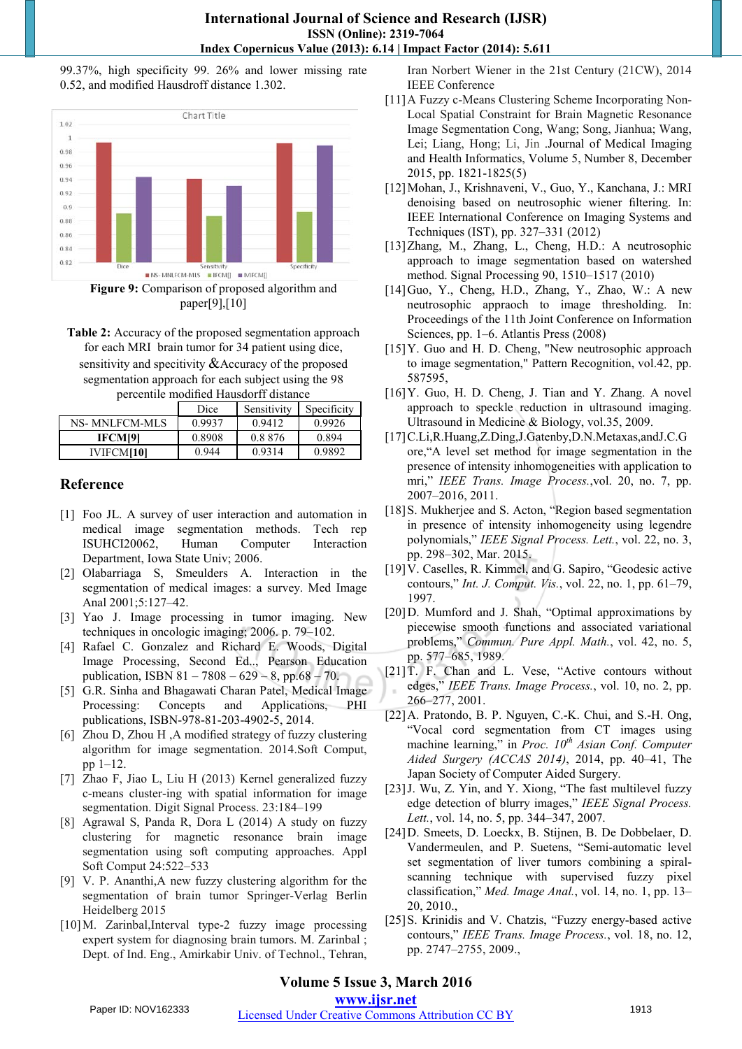99.37%, high specificity 99. 26% and lower missing rate 0.52, and modified Hausdorff distance 1.302.

**Figure 9:** Comparison of proposed algorithm and paper[9],[10]

**Table 2:** Accuracy of the proposed segmentation approach for each MRI brain tumor for 34 patient using dice, sensitivity and specitivity &Accuracy of the proposed segmentation approach for each subject using the 98 percentile modified Hausdorff distance

| | Dice | Sensitivity | Specificity |
|---|---|---|---|
| NS- MNLFCM-MLS | 0.9937 | 0.9412 | 0.9926 |
| **IFCM[9]** | 0.8908 | 0.8 876 | 0.894 |
| IVIFCM**[10]** | 0.944 | 0.9314 | 0.9892 |

## Reference

[1] Foo JL. A survey of user interaction and automation in medical image segmentation methods. Tech rep ISUHCI20062, Human Computer Interaction Department, Iowa State Univ; 2006.

[2] Olabarriaga S, Smeulders A. Interaction in the segmentation of medical images: a survey. Med Image Anal 2001;5:127–42.

[3] Yao J. Image processing in tumor imaging. New techniques in oncologic imaging; 2006. p. 79–102.

[4] Rafael C. Gonzalez and Richard E. Woods, Digital Image Processing, Second Ed.., Pearson Education publication, ISBN 81 – 7808 – 629 – 8, pp.68 – 70.

[5] G.R. Sinha and Bhagawati Charan Patel, Medical Image Processing: Concepts and Applications, PHI publications, ISBN-978-81-203-4902-5, 2014.

[6] Zhou D, Zhou H ,A modified strategy of fuzzy clustering algorithm for image segmentation. 2014.Soft Comput, pp 1–12.

[7] Zhao F, Jiao L, Liu H (2013) Kernel generalized fuzzy c-means cluster-ing with spatial information for image segmentation. Digit Signal Process. 23:184–199

[8] Agrawal S, Panda R, Dora L (2014) A study on fuzzy clustering for magnetic resonance brain image segmentation using soft computing approaches. Appl Soft Comput 24:522–533

[9] V. P. Ananthi,A new fuzzy clustering algorithm for the segmentation of brain tumor Springer-Verlag Berlin Heidelberg 2015

[10] M. Zarinbal,Interval type-2 fuzzy image processing expert system for diagnosing brain tumors. M. Zarinbal ; Dept. of Ind. Eng., Amirkabir Univ. of Technol., Tehran, Iran Norbert Wiener in the 21st Century (21CW), 2014 IEEE Conference

[11] A Fuzzy c-Means Clustering Scheme Incorporating Non-Local Spatial Constraint for Brain Magnetic Resonance Image Segmentation Cong, Wang; Song, Jianhua; Wang, Lei; Liang, Hong; Li, Jin .Journal of Medical Imaging and Health Informatics, Volume 5, Number 8, December 2015, pp. 1821-1825(5)

[12] Mohan, J., Krishnaveni, V., Guo, Y., Kanchana, J.: MRI denoising based on neutrosophic wiener filtering. In: IEEE International Conference on Imaging Systems and Techniques (IST), pp. 327–331 (2012)

[13] Zhang, M., Zhang, L., Cheng, H.D.: A neutrosophic approach to image segmentation based on watershed method. Signal Processing 90, 1510–1517 (2010)

[14] Guo, Y., Cheng, H.D., Zhang, Y., Zhao, W.: A new neutrosophic approach to image thresholding. In: Proceedings of the 11th Joint Conference on Information Sciences, pp. 1–6. Atlantis Press (2008)

[15] Y. Guo and H. D. Cheng, "New neutrosophic approach to image segmentation," Pattern Recognition, vol.42, pp. 587595,

[16] Y. Guo, H. D. Cheng, J. Tian and Y. Zhang. A novel approach to speckle reduction in ultrasound imaging. Ultrasound in Medicine & Biology, vol.35, 2009.

[17] C.Li,R.Huang,Z.Ding,J.Gatenby,D.N.Metaxas,andJ.C.G ore,"A level set method for image segmentation in the presence of intensity inhomogeneities with application to mri," *IEEE Trans. Image Process.*,vol. 20, no. 7, pp. 2007–2016, 2011.

[18] S. Mukherjee and S. Acton, "Region based segmentation in presence of intensity inhomogeneity using legendre polynomials," *IEEE Signal Process. Lett.*, vol. 22, no. 3, pp. 298–302, Mar. 2015.

[19] V. Caselles, R. Kimmel, and G. Sapiro, "Geodesic active contours," *Int. J. Comput. Vis.*, vol. 22, no. 1, pp. 61–79, 1997.

[20] D. Mumford and J. Shah, "Optimal approximations by piecewise smooth functions and associated variational problems," *Commun. Pure Appl. Math.*, vol. 42, no. 5, pp. 577–685, 1989.

[21] T. F. Chan and L. Vese, "Active contours without edges," *IEEE Trans. Image Process.*, vol. 10, no. 2, pp. 266–277, 2001.

[22] A. Pratondo, B. P. Nguyen, C.-K. Chui, and S.-H. Ong, "Vocal cord segmentation from CT images using machine learning," in *Proc. 10th Asian Conf. Computer Aided Surgery (ACCAS 2014)*, 2014, pp. 40–41, The Japan Society of Computer Aided Surgery.

[23] J. Wu, Z. Yin, and Y. Xiong, "The fast multilevel fuzzy edge detection of blurry images," *IEEE Signal Process. Lett.*, vol. 14, no. 5, pp. 344–347, 2007.

[24] D. Smeets, D. Loeckx, B. Stijnen, B. De Dobbelaer, D. Vandermeulen, and P. Suetens, "Semi-automatic level set segmentation of liver tumors combining a spiral-scanning technique with supervised fuzzy pixel classification," *Med. Image Anal.*, vol. 14, no. 1, pp. 13–20, 2010.,

[25] S. Krinidis and V. Chatzis, "Fuzzy energy-based active contours," *IEEE Trans. Image Process.*, vol. 18, no. 12, pp. 2747–2755, 2009.,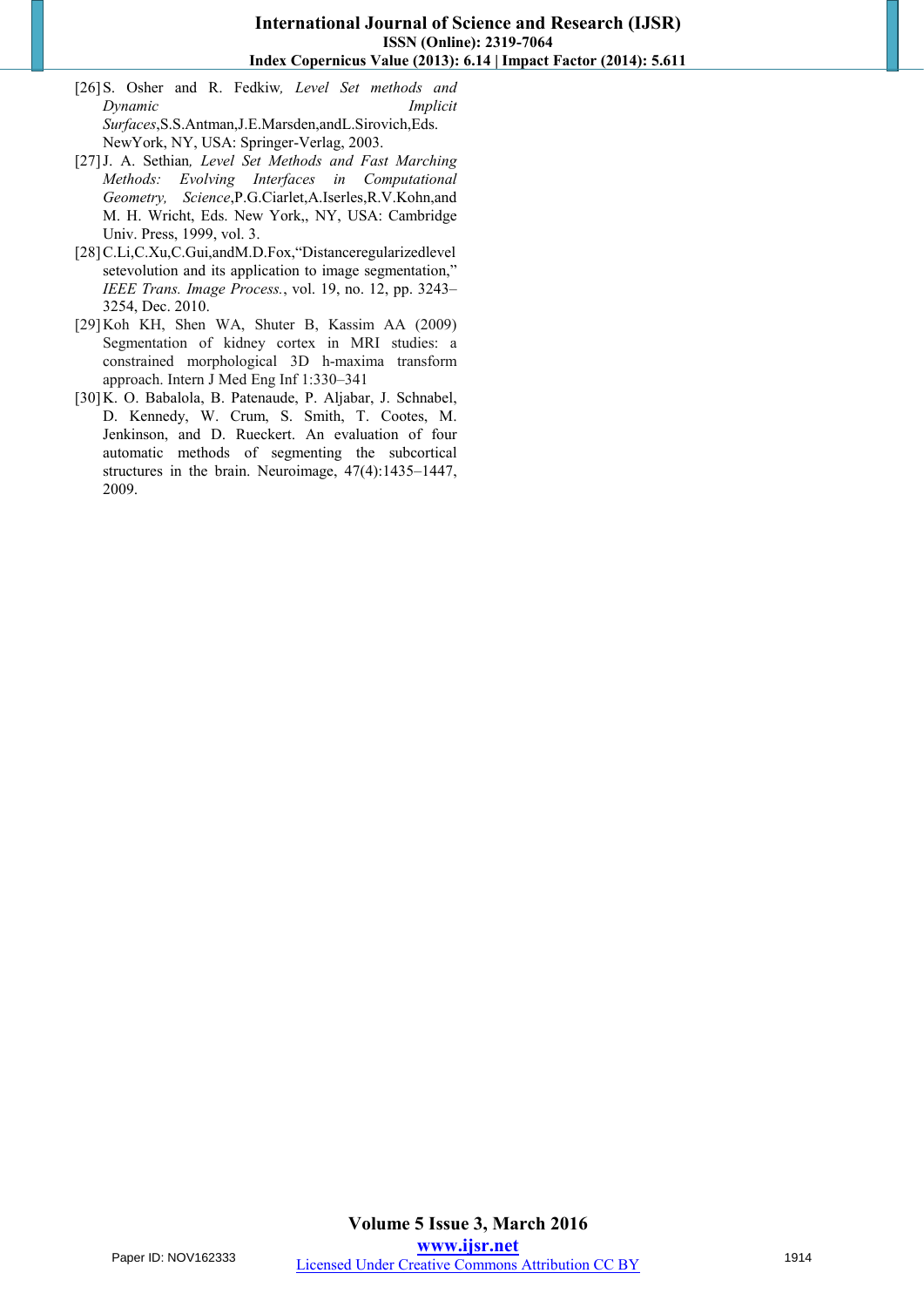[26] S. Osher and R. Fedkiw, *Level Set methods and Dynamic Implicit Surfaces*,S.S.Antman,J.E.Marsden,andL.Sirovich,Eds. NewYork, NY, USA: Springer-Verlag, 2003.

[27] J. A. Sethian, *Level Set Methods and Fast Marching Methods: Evolving Interfaces in Computational Geometry, Science*,P.G.Ciarlet,A.Iserles,R.V.Kohn,and M. H. Wricht, Eds. New York,, NY, USA: Cambridge Univ. Press, 1999, vol. 3.

[28] C.Li,C.Xu,C.Gui,andM.D.Fox,"Distanceregularizedlevel setevolution and its application to image segmentation," *IEEE Trans. Image Process.*, vol. 19, no. 12, pp. 3243–3254, Dec. 2010.

[29] Koh KH, Shen WA, Shuter B, Kassim AA (2009) Segmentation of kidney cortex in MRI studies: a constrained morphological 3D h-maxima transform approach. Intern J Med Eng Inf 1:330–341

[30] K. O. Babalola, B. Patenaude, P. Aljabar, J. Schnabel, D. Kennedy, W. Crum, S. Smith, T. Cootes, M. Jenkinson, and D. Rueckert. An evaluation of four automatic methods of segmenting the subcortical structures in the brain. Neuroimage, 47(4):1435–1447, 2009.